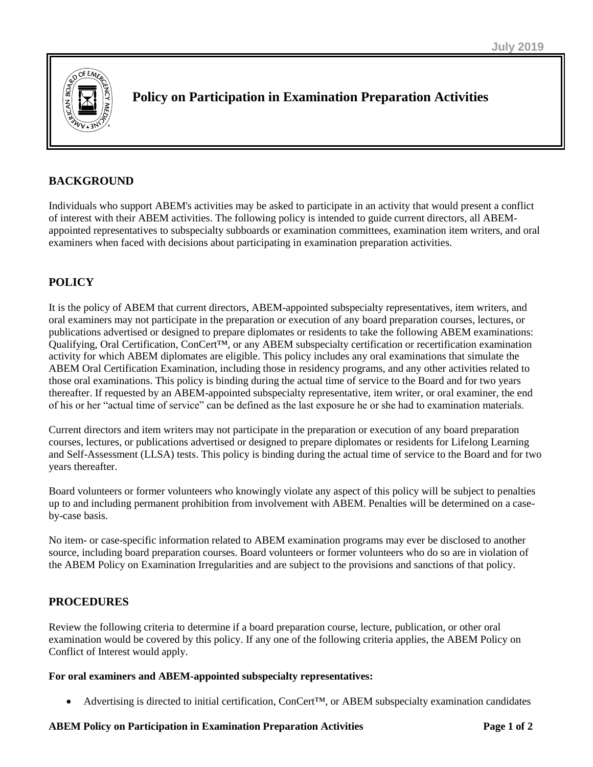July 2019

# Policy on Participation in Examination Preparation Activities

## BACKGROUND

Individuals who support ABEM's activities may be asked to participate in an activity that would present a conflict of interest with their ABEM activities. The following policy is intended to guide current directors, all ABEM-appointed representatives to subspecialty subboards or examination committees, examination item writers, and oral examiners when faced with decisions about participating in examination preparation activities.

## POLICY

It is the policy of ABEM that current directors, ABEM-appointed subspecialty representatives, item writers, and oral examiners may not participate in the preparation or execution of any board preparation courses, lectures, or publications advertised or designed to prepare diplomates or residents to take the following ABEM examinations: Qualifying, Oral Certification, ConCert™, or any ABEM subspecialty certification or recertification examination activity for which ABEM diplomates are eligible. This policy includes any oral examinations that simulate the ABEM Oral Certification Examination, including those in residency programs, and any other activities related to those oral examinations. This policy is binding during the actual time of service to the Board and for two years thereafter. If requested by an ABEM-appointed subspecialty representative, item writer, or oral examiner, the end of his or her "actual time of service" can be defined as the last exposure he or she had to examination materials.

Current directors and item writers may not participate in the preparation or execution of any board preparation courses, lectures, or publications advertised or designed to prepare diplomates or residents for Lifelong Learning and Self-Assessment (LLSA) tests. This policy is binding during the actual time of service to the Board and for two years thereafter.

Board volunteers or former volunteers who knowingly violate any aspect of this policy will be subject to penalties up to and including permanent prohibition from involvement with ABEM. Penalties will be determined on a case-by-case basis.

No item- or case-specific information related to ABEM examination programs may ever be disclosed to another source, including board preparation courses. Board volunteers or former volunteers who do so are in violation of the ABEM Policy on Examination Irregularities and are subject to the provisions and sanctions of that policy.

## PROCEDURES

Review the following criteria to determine if a board preparation course, lecture, publication, or other oral examination would be covered by this policy. If any one of the following criteria applies, the ABEM Policy on Conflict of Interest would apply.

**For oral examiners and ABEM-appointed subspecialty representatives:**

- Advertising is directed to initial certification, ConCert™, or ABEM subspecialty examination candidates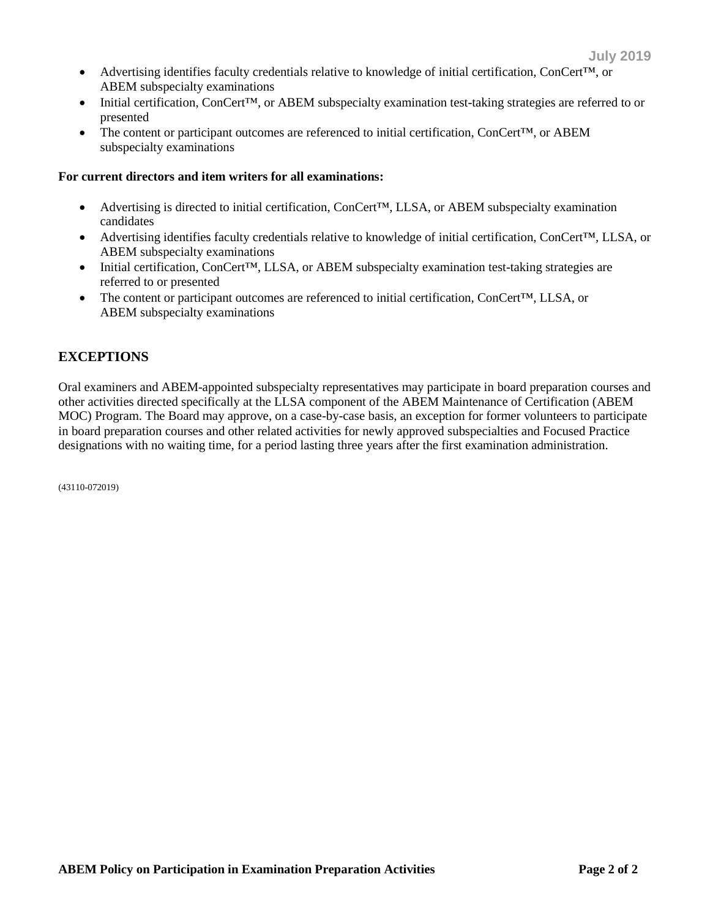- Advertising identifies faculty credentials relative to knowledge of initial certification, ConCert™, or ABEM subspecialty examinations
- Initial certification, ConCert™, or ABEM subspecialty examination test-taking strategies are referred to or presented
- The content or participant outcomes are referenced to initial certification, ConCert™, or ABEM subspecialty examinations

**For current directors and item writers for all examinations:**

- Advertising is directed to initial certification, ConCert™, LLSA, or ABEM subspecialty examination candidates
- Advertising identifies faculty credentials relative to knowledge of initial certification, ConCert™, LLSA, or ABEM subspecialty examinations
- Initial certification, ConCert™, LLSA, or ABEM subspecialty examination test-taking strategies are referred to or presented
- The content or participant outcomes are referenced to initial certification, ConCert™, LLSA, or ABEM subspecialty examinations

## EXCEPTIONS

Oral examiners and ABEM-appointed subspecialty representatives may participate in board preparation courses and other activities directed specifically at the LLSA component of the ABEM Maintenance of Certification (ABEM MOC) Program. The Board may approve, on a case-by-case basis, an exception for former volunteers to participate in board preparation courses and other related activities for newly approved subspecialties and Focused Practice designations with no waiting time, for a period lasting three years after the first examination administration.

(43110-072019)